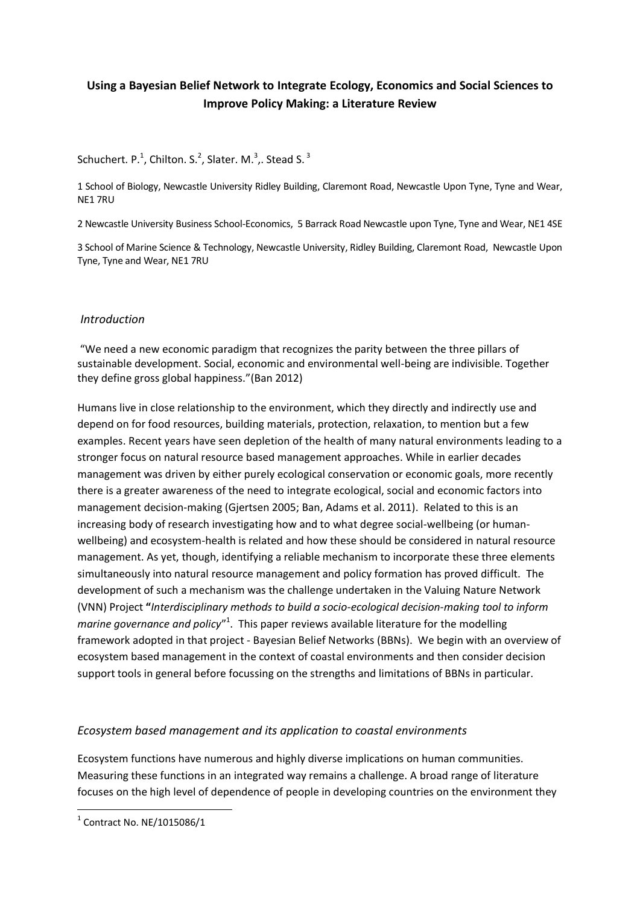# Using a Bayesian Belief Network to Integrate Ecology, Economics and Social Sciences to Improve Policy Making: a Literature Review

Schuchert. P.[1], Chilton. S.[2], Slater. M.[3],. Stead S. [3]

1 School of Biology, Newcastle University Ridley Building, Claremont Road, Newcastle Upon Tyne, Tyne and Wear, NE1 7RU

2 Newcastle University Business School-Economics, 5 Barrack Road Newcastle upon Tyne, Tyne and Wear, NE1 4SE

3 School of Marine Science & Technology, Newcastle University, Ridley Building, Claremont Road, Newcastle Upon Tyne, Tyne and Wear, NE1 7RU

## *Introduction*

"We need a new economic paradigm that recognizes the parity between the three pillars of sustainable development. Social, economic and environmental well-being are indivisible. Together they define gross global happiness."(Ban 2012)

Humans live in close relationship to the environment, which they directly and indirectly use and depend on for food resources, building materials, protection, relaxation, to mention but a few examples. Recent years have seen depletion of the health of many natural environments leading to a stronger focus on natural resource based management approaches. While in earlier decades management was driven by either purely ecological conservation or economic goals, more recently there is a greater awareness of the need to integrate ecological, social and economic factors into management decision-making (Gjertsen 2005; Ban, Adams et al. 2011). Related to this is an increasing body of research investigating how and to what degree social-wellbeing (or human-wellbeing) and ecosystem-health is related and how these should be considered in natural resource management. As yet, though, identifying a reliable mechanism to incorporate these three elements simultaneously into natural resource management and policy formation has proved difficult. The development of such a mechanism was the challenge undertaken in the Valuing Nature Network (VNN) Project **"***Interdisciplinary methods to build a socio-ecological decision-making tool to inform marine governance and policy*"[1]. This paper reviews available literature for the modelling framework adopted in that project - Bayesian Belief Networks (BBNs). We begin with an overview of ecosystem based management in the context of coastal environments and then consider decision support tools in general before focussing on the strengths and limitations of BBNs in particular.

## *Ecosystem based management and its application to coastal environments*

Ecosystem functions have numerous and highly diverse implications on human communities. Measuring these functions in an integrated way remains a challenge. A broad range of literature focuses on the high level of dependence of people in developing countries on the environment they

[1] Contract No. NE/1015086/1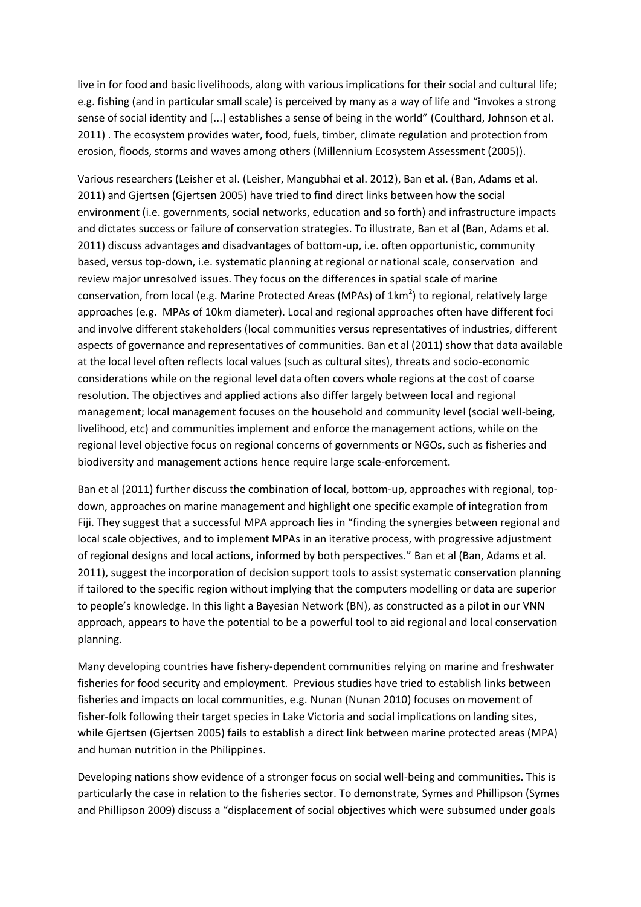live in for food and basic livelihoods, along with various implications for their social and cultural life; e.g. fishing (and in particular small scale) is perceived by many as a way of life and "invokes a strong sense of social identity and [...] establishes a sense of being in the world" (Coulthard, Johnson et al. 2011) . The ecosystem provides water, food, fuels, timber, climate regulation and protection from erosion, floods, storms and waves among others (Millennium Ecosystem Assessment (2005)).

Various researchers (Leisher et al. (Leisher, Mangubhai et al. 2012), Ban et al. (Ban, Adams et al. 2011) and Gjertsen (Gjertsen 2005) have tried to find direct links between how the social environment (i.e. governments, social networks, education and so forth) and infrastructure impacts and dictates success or failure of conservation strategies. To illustrate, Ban et al (Ban, Adams et al. 2011) discuss advantages and disadvantages of bottom-up, i.e. often opportunistic, community based, versus top-down, i.e. systematic planning at regional or national scale, conservation and review major unresolved issues. They focus on the differences in spatial scale of marine conservation, from local (e.g. Marine Protected Areas (MPAs) of $1km^2$) to regional, relatively large approaches (e.g. MPAs of 10km diameter). Local and regional approaches often have different foci and involve different stakeholders (local communities versus representatives of industries, different aspects of governance and representatives of communities. Ban et al (2011) show that data available at the local level often reflects local values (such as cultural sites), threats and socio-economic considerations while on the regional level data often covers whole regions at the cost of coarse resolution. The objectives and applied actions also differ largely between local and regional management; local management focuses on the household and community level (social well-being, livelihood, etc) and communities implement and enforce the management actions, while on the regional level objective focus on regional concerns of governments or NGOs, such as fisheries and biodiversity and management actions hence require large scale-enforcement.

Ban et al (2011) further discuss the combination of local, bottom-up, approaches with regional, top-down, approaches on marine management and highlight one specific example of integration from Fiji. They suggest that a successful MPA approach lies in "finding the synergies between regional and local scale objectives, and to implement MPAs in an iterative process, with progressive adjustment of regional designs and local actions, informed by both perspectives." Ban et al (Ban, Adams et al. 2011), suggest the incorporation of decision support tools to assist systematic conservation planning if tailored to the specific region without implying that the computers modelling or data are superior to people's knowledge. In this light a Bayesian Network (BN), as constructed as a pilot in our VNN approach, appears to have the potential to be a powerful tool to aid regional and local conservation planning.

Many developing countries have fishery-dependent communities relying on marine and freshwater fisheries for food security and employment. Previous studies have tried to establish links between fisheries and impacts on local communities, e.g. Nunan (Nunan 2010) focuses on movement of fisher-folk following their target species in Lake Victoria and social implications on landing sites, while Gjertsen (Gjertsen 2005) fails to establish a direct link between marine protected areas (MPA) and human nutrition in the Philippines.

Developing nations show evidence of a stronger focus on social well-being and communities. This is particularly the case in relation to the fisheries sector. To demonstrate, Symes and Phillipson (Symes and Phillipson 2009) discuss a "displacement of social objectives which were subsumed under goals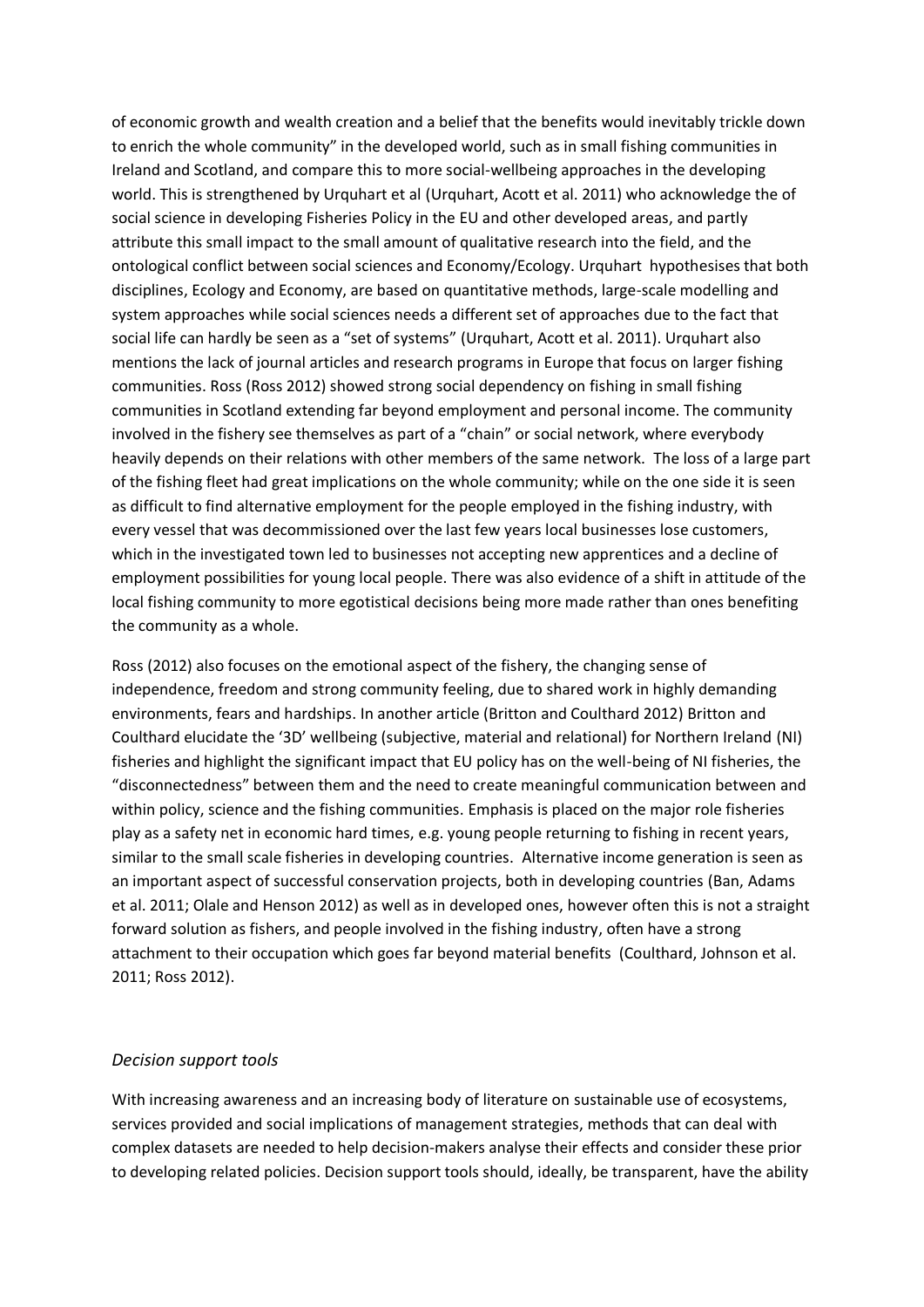of economic growth and wealth creation and a belief that the benefits would inevitably trickle down to enrich the whole community" in the developed world, such as in small fishing communities in Ireland and Scotland, and compare this to more social-wellbeing approaches in the developing world. This is strengthened by Urquhart et al (Urquhart, Acott et al. 2011) who acknowledge the of social science in developing Fisheries Policy in the EU and other developed areas, and partly attribute this small impact to the small amount of qualitative research into the field, and the ontological conflict between social sciences and Economy/Ecology. Urquhart hypothesises that both disciplines, Ecology and Economy, are based on quantitative methods, large-scale modelling and system approaches while social sciences needs a different set of approaches due to the fact that social life can hardly be seen as a "set of systems" (Urquhart, Acott et al. 2011). Urquhart also mentions the lack of journal articles and research programs in Europe that focus on larger fishing communities. Ross (Ross 2012) showed strong social dependency on fishing in small fishing communities in Scotland extending far beyond employment and personal income. The community involved in the fishery see themselves as part of a "chain" or social network, where everybody heavily depends on their relations with other members of the same network. The loss of a large part of the fishing fleet had great implications on the whole community; while on the one side it is seen as difficult to find alternative employment for the people employed in the fishing industry, with every vessel that was decommissioned over the last few years local businesses lose customers, which in the investigated town led to businesses not accepting new apprentices and a decline of employment possibilities for young local people. There was also evidence of a shift in attitude of the local fishing community to more egotistical decisions being more made rather than ones benefiting the community as a whole.

Ross (2012) also focuses on the emotional aspect of the fishery, the changing sense of independence, freedom and strong community feeling, due to shared work in highly demanding environments, fears and hardships. In another article (Britton and Coulthard 2012) Britton and Coulthard elucidate the '3D' wellbeing (subjective, material and relational) for Northern Ireland (NI) fisheries and highlight the significant impact that EU policy has on the well-being of NI fisheries, the "disconnectedness" between them and the need to create meaningful communication between and within policy, science and the fishing communities. Emphasis is placed on the major role fisheries play as a safety net in economic hard times, e.g. young people returning to fishing in recent years, similar to the small scale fisheries in developing countries. Alternative income generation is seen as an important aspect of successful conservation projects, both in developing countries (Ban, Adams et al. 2011; Olale and Henson 2012) as well as in developed ones, however often this is not a straight forward solution as fishers, and people involved in the fishing industry, often have a strong attachment to their occupation which goes far beyond material benefits (Coulthard, Johnson et al. 2011; Ross 2012).

### *Decision support tools*

With increasing awareness and an increasing body of literature on sustainable use of ecosystems, services provided and social implications of management strategies, methods that can deal with complex datasets are needed to help decision-makers analyse their effects and consider these prior to developing related policies. Decision support tools should, ideally, be transparent, have the ability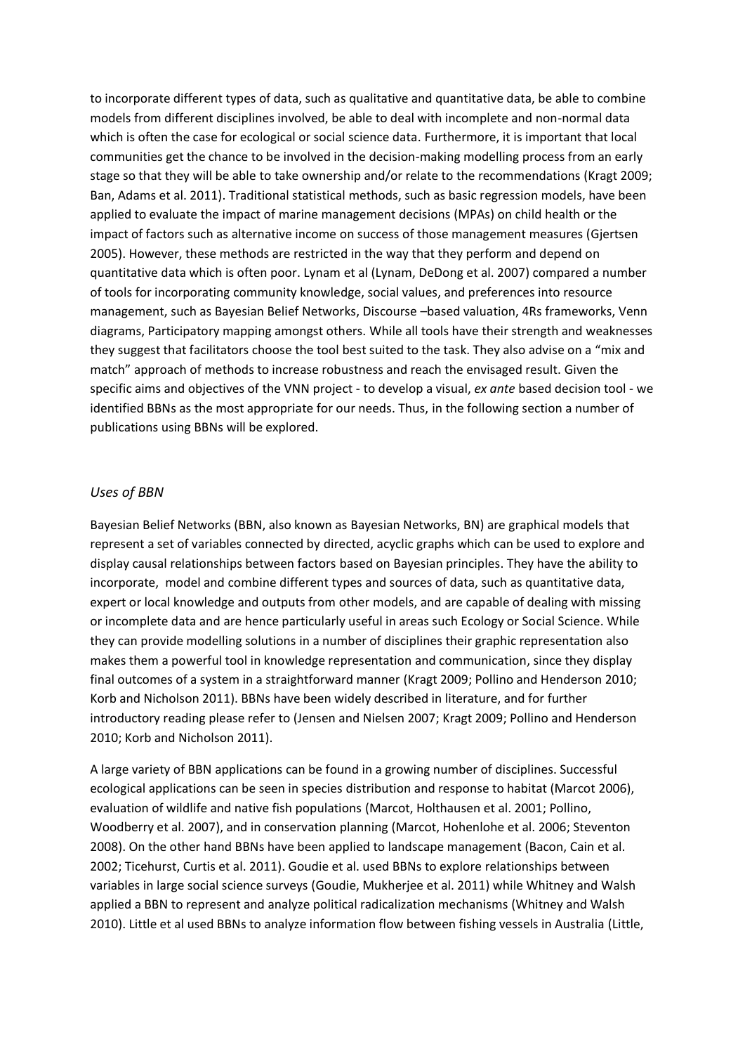to incorporate different types of data, such as qualitative and quantitative data, be able to combine models from different disciplines involved, be able to deal with incomplete and non-normal data which is often the case for ecological or social science data. Furthermore, it is important that local communities get the chance to be involved in the decision-making modelling process from an early stage so that they will be able to take ownership and/or relate to the recommendations (Kragt 2009; Ban, Adams et al. 2011). Traditional statistical methods, such as basic regression models, have been applied to evaluate the impact of marine management decisions (MPAs) on child health or the impact of factors such as alternative income on success of those management measures (Gjertsen 2005). However, these methods are restricted in the way that they perform and depend on quantitative data which is often poor. Lynam et al (Lynam, DeDong et al. 2007) compared a number of tools for incorporating community knowledge, social values, and preferences into resource management, such as Bayesian Belief Networks, Discourse –based valuation, 4Rs frameworks, Venn diagrams, Participatory mapping amongst others. While all tools have their strength and weaknesses they suggest that facilitators choose the tool best suited to the task. They also advise on a "mix and match" approach of methods to increase robustness and reach the envisaged result. Given the specific aims and objectives of the VNN project - to develop a visual, *ex ante* based decision tool - we identified BBNs as the most appropriate for our needs. Thus, in the following section a number of publications using BBNs will be explored.

### *Uses of BBN*

Bayesian Belief Networks (BBN, also known as Bayesian Networks, BN) are graphical models that represent a set of variables connected by directed, acyclic graphs which can be used to explore and display causal relationships between factors based on Bayesian principles. They have the ability to incorporate, model and combine different types and sources of data, such as quantitative data, expert or local knowledge and outputs from other models, and are capable of dealing with missing or incomplete data and are hence particularly useful in areas such Ecology or Social Science. While they can provide modelling solutions in a number of disciplines their graphic representation also makes them a powerful tool in knowledge representation and communication, since they display final outcomes of a system in a straightforward manner (Kragt 2009; Pollino and Henderson 2010; Korb and Nicholson 2011). BBNs have been widely described in literature, and for further introductory reading please refer to (Jensen and Nielsen 2007; Kragt 2009; Pollino and Henderson 2010; Korb and Nicholson 2011).

A large variety of BBN applications can be found in a growing number of disciplines. Successful ecological applications can be seen in species distribution and response to habitat (Marcot 2006), evaluation of wildlife and native fish populations (Marcot, Holthausen et al. 2001; Pollino, Woodberry et al. 2007), and in conservation planning (Marcot, Hohenlohe et al. 2006; Steventon 2008). On the other hand BBNs have been applied to landscape management (Bacon, Cain et al. 2002; Ticehurst, Curtis et al. 2011). Goudie et al. used BBNs to explore relationships between variables in large social science surveys (Goudie, Mukherjee et al. 2011) while Whitney and Walsh applied a BBN to represent and analyze political radicalization mechanisms (Whitney and Walsh 2010). Little et al used BBNs to analyze information flow between fishing vessels in Australia (Little,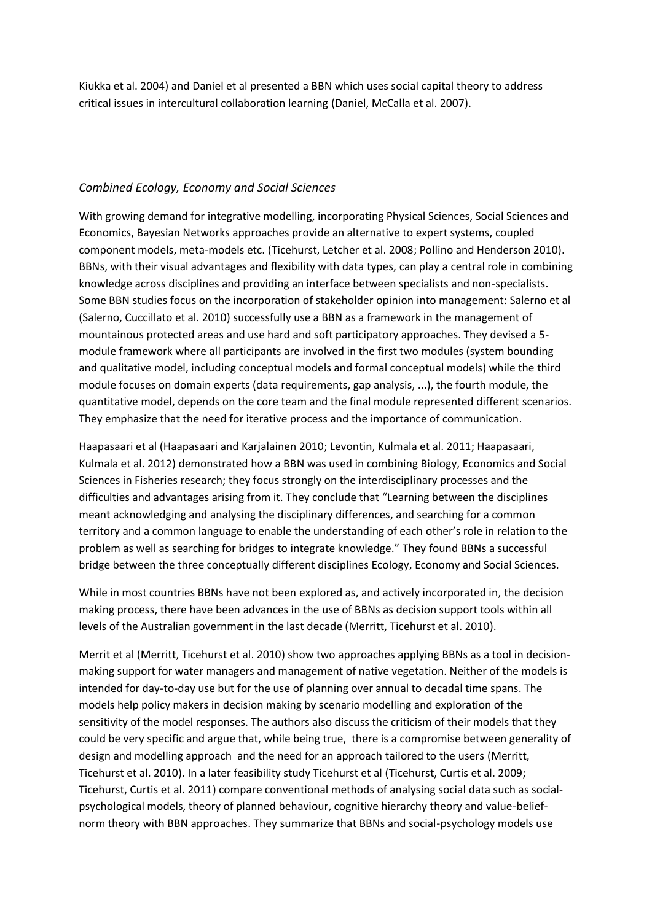Kiukka et al. 2004) and Daniel et al presented a BBN which uses social capital theory to address critical issues in intercultural collaboration learning (Daniel, McCalla et al. 2007).

### *Combined Ecology, Economy and Social Sciences*

With growing demand for integrative modelling, incorporating Physical Sciences, Social Sciences and Economics, Bayesian Networks approaches provide an alternative to expert systems, coupled component models, meta-models etc. (Ticehurst, Letcher et al. 2008; Pollino and Henderson 2010). BBNs, with their visual advantages and flexibility with data types, can play a central role in combining knowledge across disciplines and providing an interface between specialists and non-specialists. Some BBN studies focus on the incorporation of stakeholder opinion into management: Salerno et al (Salerno, Cuccillato et al. 2010) successfully use a BBN as a framework in the management of mountainous protected areas and use hard and soft participatory approaches. They devised a 5-module framework where all participants are involved in the first two modules (system bounding and qualitative model, including conceptual models and formal conceptual models) while the third module focuses on domain experts (data requirements, gap analysis, ...), the fourth module, the quantitative model, depends on the core team and the final module represented different scenarios. They emphasize that the need for iterative process and the importance of communication.

Haapasaari et al (Haapasaari and Karjalainen 2010; Levontin, Kulmala et al. 2011; Haapasaari, Kulmala et al. 2012) demonstrated how a BBN was used in combining Biology, Economics and Social Sciences in Fisheries research; they focus strongly on the interdisciplinary processes and the difficulties and advantages arising from it. They conclude that "Learning between the disciplines meant acknowledging and analysing the disciplinary differences, and searching for a common territory and a common language to enable the understanding of each other's role in relation to the problem as well as searching for bridges to integrate knowledge." They found BBNs a successful bridge between the three conceptually different disciplines Ecology, Economy and Social Sciences.

While in most countries BBNs have not been explored as, and actively incorporated in, the decision making process, there have been advances in the use of BBNs as decision support tools within all levels of the Australian government in the last decade (Merritt, Ticehurst et al. 2010).

Merrit et al (Merritt, Ticehurst et al. 2010) show two approaches applying BBNs as a tool in decision-making support for water managers and management of native vegetation. Neither of the models is intended for day-to-day use but for the use of planning over annual to decadal time spans. The models help policy makers in decision making by scenario modelling and exploration of the sensitivity of the model responses. The authors also discuss the criticism of their models that they could be very specific and argue that, while being true, there is a compromise between generality of design and modelling approach and the need for an approach tailored to the users (Merritt, Ticehurst et al. 2010). In a later feasibility study Ticehurst et al (Ticehurst, Curtis et al. 2009; Ticehurst, Curtis et al. 2011) compare conventional methods of analysing social data such as social-psychological models, theory of planned behaviour, cognitive hierarchy theory and value-belief-norm theory with BBN approaches. They summarize that BBNs and social-psychology models use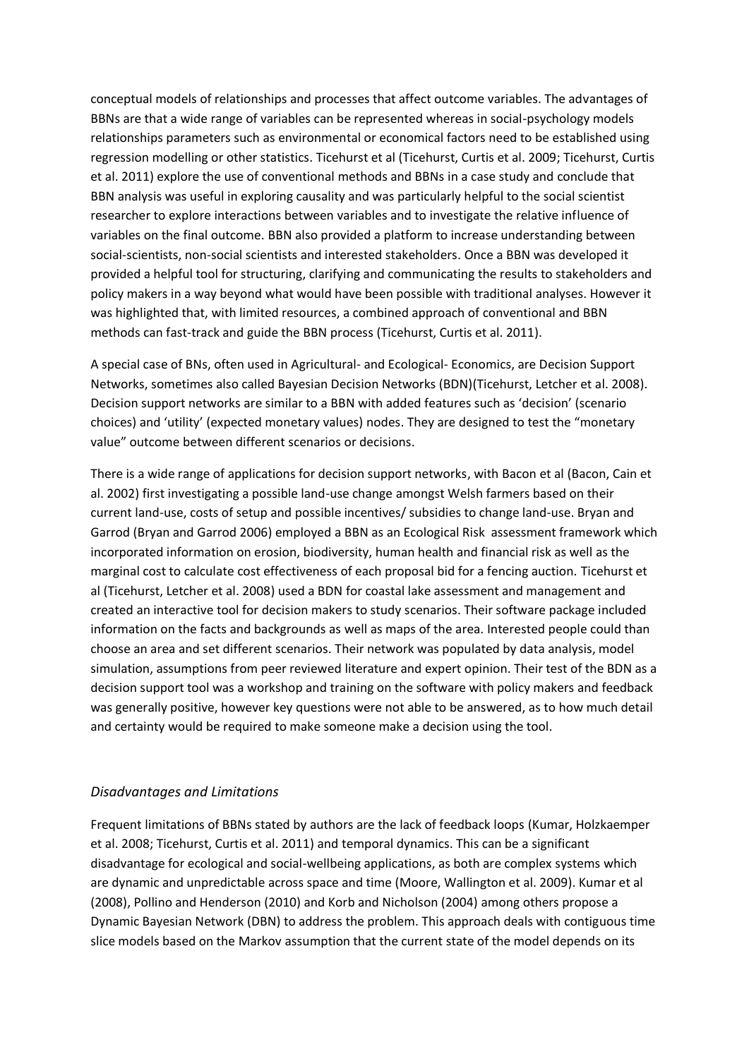conceptual models of relationships and processes that affect outcome variables. The advantages of BBNs are that a wide range of variables can be represented whereas in social-psychology models relationships parameters such as environmental or economical factors need to be established using regression modelling or other statistics. Ticehurst et al (Ticehurst, Curtis et al. 2009; Ticehurst, Curtis et al. 2011) explore the use of conventional methods and BBNs in a case study and conclude that BBN analysis was useful in exploring causality and was particularly helpful to the social scientist researcher to explore interactions between variables and to investigate the relative influence of variables on the final outcome. BBN also provided a platform to increase understanding between social-scientists, non-social scientists and interested stakeholders. Once a BBN was developed it provided a helpful tool for structuring, clarifying and communicating the results to stakeholders and policy makers in a way beyond what would have been possible with traditional analyses. However it was highlighted that, with limited resources, a combined approach of conventional and BBN methods can fast-track and guide the BBN process (Ticehurst, Curtis et al. 2011).

A special case of BNs, often used in Agricultural- and Ecological- Economics, are Decision Support Networks, sometimes also called Bayesian Decision Networks (BDN)(Ticehurst, Letcher et al. 2008). Decision support networks are similar to a BBN with added features such as 'decision' (scenario choices) and 'utility' (expected monetary values) nodes. They are designed to test the "monetary value" outcome between different scenarios or decisions.

There is a wide range of applications for decision support networks, with Bacon et al (Bacon, Cain et al. 2002) first investigating a possible land-use change amongst Welsh farmers based on their current land-use, costs of setup and possible incentives/ subsidies to change land-use. Bryan and Garrod (Bryan and Garrod 2006) employed a BBN as an Ecological Risk assessment framework which incorporated information on erosion, biodiversity, human health and financial risk as well as the marginal cost to calculate cost effectiveness of each proposal bid for a fencing auction. Ticehurst et al (Ticehurst, Letcher et al. 2008) used a BDN for coastal lake assessment and management and created an interactive tool for decision makers to study scenarios. Their software package included information on the facts and backgrounds as well as maps of the area. Interested people could than choose an area and set different scenarios. Their network was populated by data analysis, model simulation, assumptions from peer reviewed literature and expert opinion. Their test of the BDN as a decision support tool was a workshop and training on the software with policy makers and feedback was generally positive, however key questions were not able to be answered, as to how much detail and certainty would be required to make someone make a decision using the tool.

### *Disadvantages and Limitations*

Frequent limitations of BBNs stated by authors are the lack of feedback loops (Kumar, Holzkaemper et al. 2008; Ticehurst, Curtis et al. 2011) and temporal dynamics. This can be a significant disadvantage for ecological and social-wellbeing applications, as both are complex systems which are dynamic and unpredictable across space and time (Moore, Wallington et al. 2009). Kumar et al (2008), Pollino and Henderson (2010) and Korb and Nicholson (2004) among others propose a Dynamic Bayesian Network (DBN) to address the problem. This approach deals with contiguous time slice models based on the Markov assumption that the current state of the model depends on its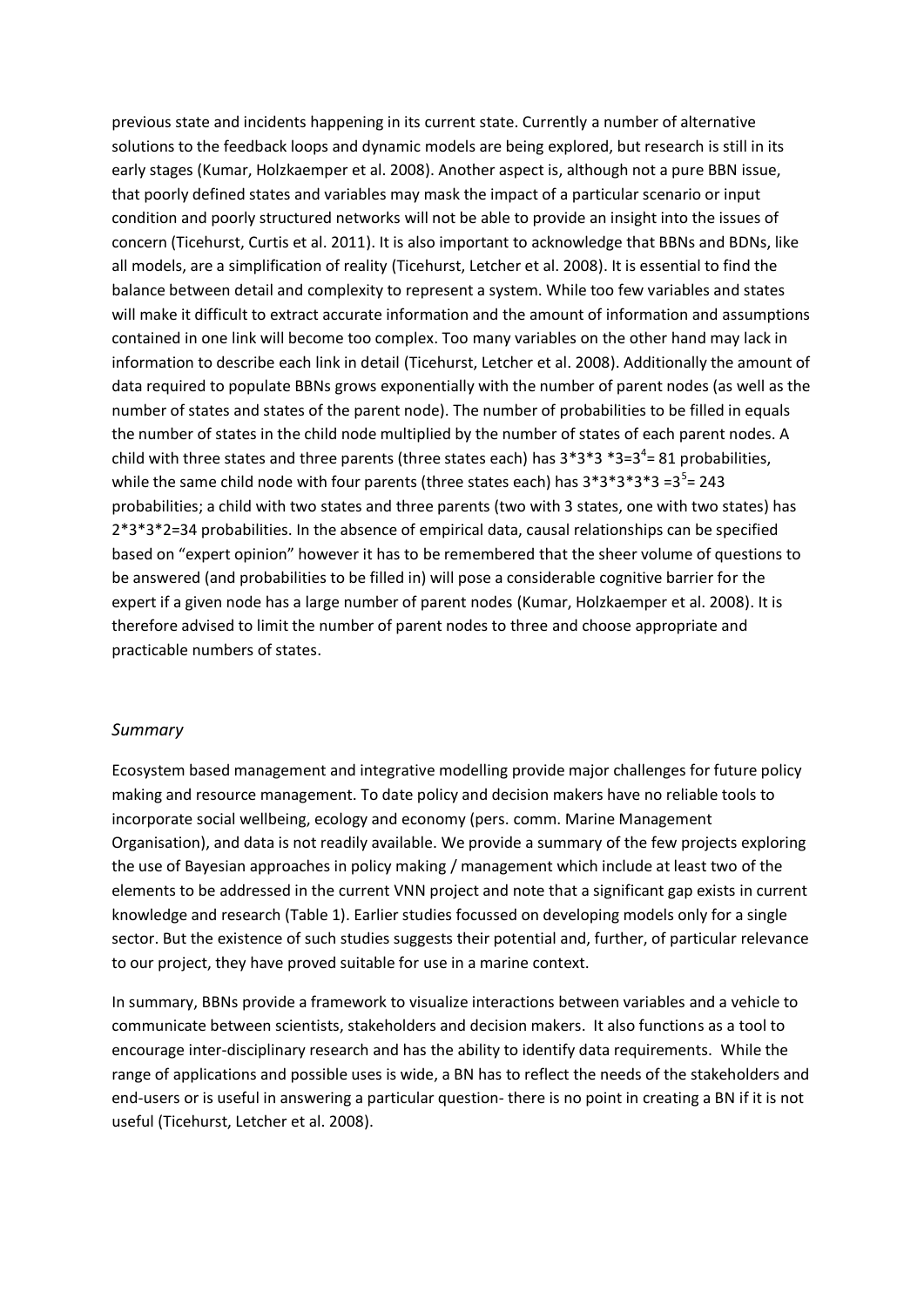previous state and incidents happening in its current state. Currently a number of alternative solutions to the feedback loops and dynamic models are being explored, but research is still in its early stages (Kumar, Holzkaemper et al. 2008). Another aspect is, although not a pure BBN issue, that poorly defined states and variables may mask the impact of a particular scenario or input condition and poorly structured networks will not be able to provide an insight into the issues of concern (Ticehurst, Curtis et al. 2011). It is also important to acknowledge that BBNs and BDNs, like all models, are a simplification of reality (Ticehurst, Letcher et al. 2008). It is essential to find the balance between detail and complexity to represent a system. While too few variables and states will make it difficult to extract accurate information and the amount of information and assumptions contained in one link will become too complex. Too many variables on the other hand may lack in information to describe each link in detail (Ticehurst, Letcher et al. 2008). Additionally the amount of data required to populate BBNs grows exponentially with the number of parent nodes (as well as the number of states and states of the parent node). The number of probabilities to be filled in equals the number of states in the child node multiplied by the number of states of each parent nodes. A child with three states and three parents (three states each) has $3*3*3*3=3^4= 81$ probabilities, while the same child node with four parents (three states each) has $3*3*3*3*3 =3^5= 243$ probabilities; a child with two states and three parents (two with 3 states, one with two states) has $2*3*3*2=34$ probabilities. In the absence of empirical data, causal relationships can be specified based on "expert opinion" however it has to be remembered that the sheer volume of questions to be answered (and probabilities to be filled in) will pose a considerable cognitive barrier for the expert if a given node has a large number of parent nodes (Kumar, Holzkaemper et al. 2008). It is therefore advised to limit the number of parent nodes to three and choose appropriate and practicable numbers of states.

### *Summary*

Ecosystem based management and integrative modelling provide major challenges for future policy making and resource management. To date policy and decision makers have no reliable tools to incorporate social wellbeing, ecology and economy (pers. comm. Marine Management Organisation), and data is not readily available. We provide a summary of the few projects exploring the use of Bayesian approaches in policy making / management which include at least two of the elements to be addressed in the current VNN project and note that a significant gap exists in current knowledge and research (Table 1). Earlier studies focussed on developing models only for a single sector. But the existence of such studies suggests their potential and, further, of particular relevance to our project, they have proved suitable for use in a marine context.

In summary, BBNs provide a framework to visualize interactions between variables and a vehicle to communicate between scientists, stakeholders and decision makers. It also functions as a tool to encourage inter-disciplinary research and has the ability to identify data requirements. While the range of applications and possible uses is wide, a BN has to reflect the needs of the stakeholders and end-users or is useful in answering a particular question- there is no point in creating a BN if it is not useful (Ticehurst, Letcher et al. 2008).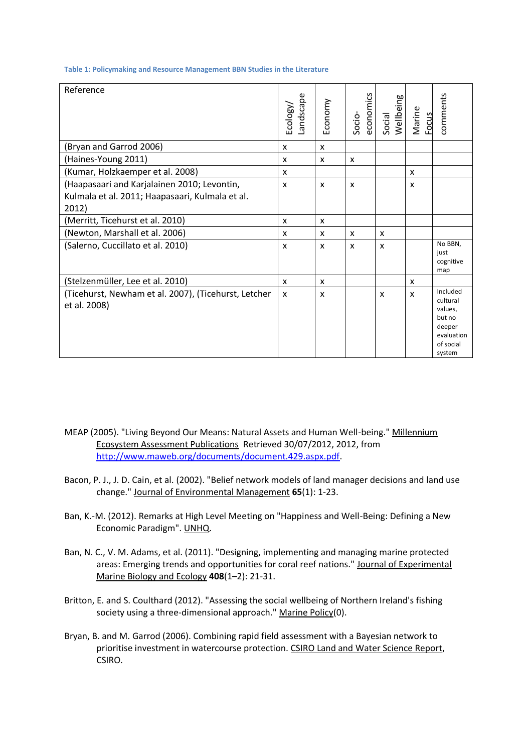**Table 1: Policymaking and Resource Management BBN Studies in the Literature**

| Reference | Ecology/ Landscape | Economy | Socio-economics | Social Wellbeing | Marine Focus | comments |
|---|---|---|---|---|---|---|
| (Bryan and Garrod 2006) | x | x | | | | |
| (Haines-Young 2011) | x | x | x | | | |
| (Kumar, Holzkaemper et al. 2008) | x | | | | x | |
| (Haapasaari and Karjalainen 2010; Levontin, Kulmala et al. 2011; Haapasaari, Kulmala et al. 2012) | x | x | x | | x | |
| (Merritt, Ticehurst et al. 2010) | x | x | | | | |
| (Newton, Marshall et al. 2006) | x | x | x | x | | |
| (Salerno, Cuccillato et al. 2010) | x | x | x | x | | No BBN, just cognitive map |
| (Stelzenmüller, Lee et al. 2010) | x | x | | | x | |
| (Ticehurst, Newham et al. 2007), (Ticehurst, Letcher et al. 2008) | x | x | | x | x | Included cultural values, but no deeper evaluation of social system |

MEAP (2005). "Living Beyond Our Means: Natural Assets and Human Well-being." Millennium Ecosystem Assessment Publications Retrieved 30/07/2012, 2012, from http://www.maweb.org/documents/document.429.aspx.pdf.

Bacon, P. J., J. D. Cain, et al. (2002). "Belief network models of land manager decisions and land use change." Journal of Environmental Management **65**(1): 1-23.

Ban, K.-M. (2012). Remarks at High Level Meeting on "Happiness and Well-Being: Defining a New Economic Paradigm". UNHQ.

Ban, N. C., V. M. Adams, et al. (2011). "Designing, implementing and managing marine protected areas: Emerging trends and opportunities for coral reef nations." Journal of Experimental Marine Biology and Ecology **408**(1–2): 21-31.

Britton, E. and S. Coulthard (2012). "Assessing the social wellbeing of Northern Ireland's fishing society using a three-dimensional approach." Marine Policy(0).

Bryan, B. and M. Garrod (2006). Combining rapid field assessment with a Bayesian network to prioritise investment in watercourse protection. CSIRO Land and Water Science Report, CSIRO.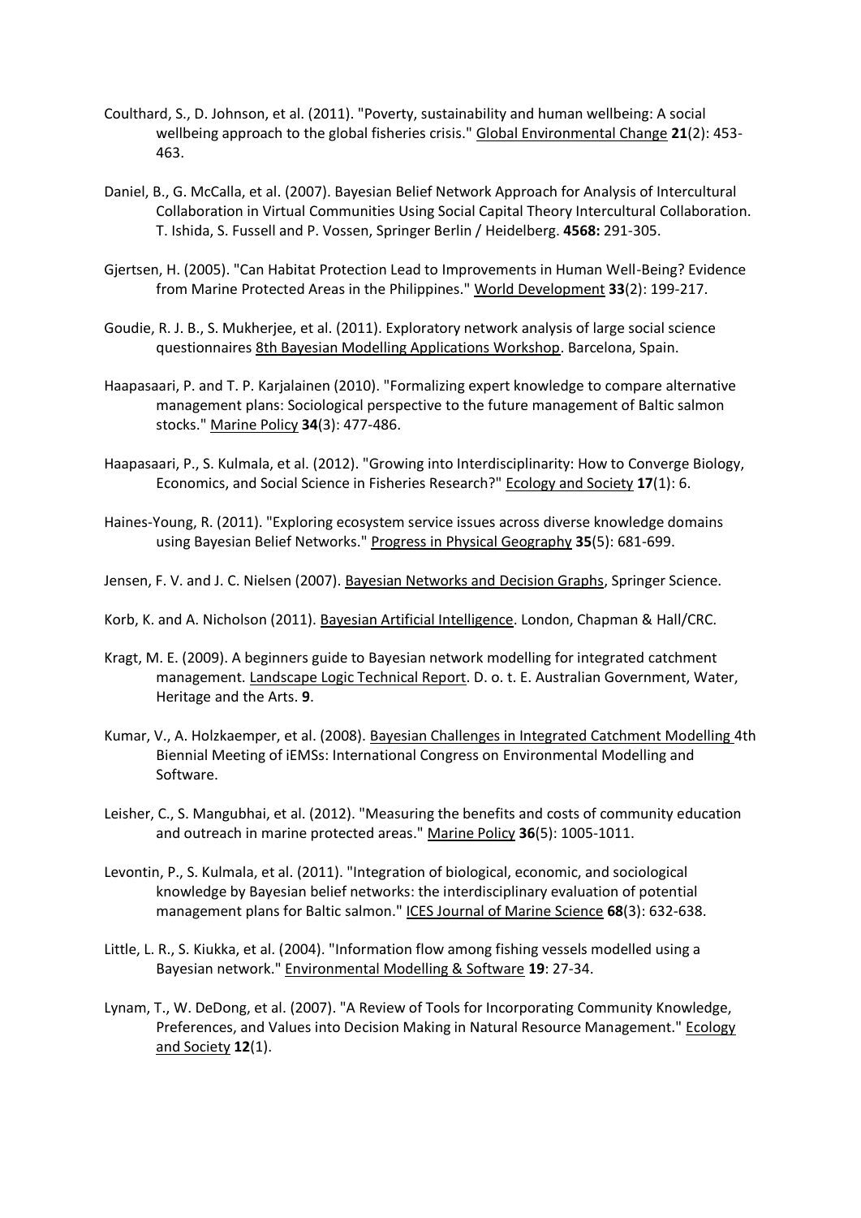Coulthard, S., D. Johnson, et al. (2011). "Poverty, sustainability and human wellbeing: A social wellbeing approach to the global fisheries crisis." Global Environmental Change **21**(2): 453-463.

Daniel, B., G. McCalla, et al. (2007). Bayesian Belief Network Approach for Analysis of Intercultural Collaboration in Virtual Communities Using Social Capital Theory Intercultural Collaboration. T. Ishida, S. Fussell and P. Vossen, Springer Berlin / Heidelberg. **4568:** 291-305.

Gjertsen, H. (2005). "Can Habitat Protection Lead to Improvements in Human Well-Being? Evidence from Marine Protected Areas in the Philippines." World Development **33**(2): 199-217.

Goudie, R. J. B., S. Mukherjee, et al. (2011). Exploratory network analysis of large social science questionnaires 8th Bayesian Modelling Applications Workshop. Barcelona, Spain.

Haapasaari, P. and T. P. Karjalainen (2010). "Formalizing expert knowledge to compare alternative management plans: Sociological perspective to the future management of Baltic salmon stocks." Marine Policy **34**(3): 477-486.

Haapasaari, P., S. Kulmala, et al. (2012). "Growing into Interdisciplinarity: How to Converge Biology, Economics, and Social Science in Fisheries Research?" Ecology and Society **17**(1): 6.

Haines-Young, R. (2011). "Exploring ecosystem service issues across diverse knowledge domains using Bayesian Belief Networks." Progress in Physical Geography **35**(5): 681-699.

Jensen, F. V. and J. C. Nielsen (2007). Bayesian Networks and Decision Graphs, Springer Science.

Korb, K. and A. Nicholson (2011). Bayesian Artificial Intelligence. London, Chapman & Hall/CRC.

Kragt, M. E. (2009). A beginners guide to Bayesian network modelling for integrated catchment management. Landscape Logic Technical Report. D. o. t. E. Australian Government, Water, Heritage and the Arts. **9**.

Kumar, V., A. Holzkaemper, et al. (2008). Bayesian Challenges in Integrated Catchment Modelling 4th Biennial Meeting of iEMSs: International Congress on Environmental Modelling and Software.

Leisher, C., S. Mangubhai, et al. (2012). "Measuring the benefits and costs of community education and outreach in marine protected areas." Marine Policy **36**(5): 1005-1011.

Levontin, P., S. Kulmala, et al. (2011). "Integration of biological, economic, and sociological knowledge by Bayesian belief networks: the interdisciplinary evaluation of potential management plans for Baltic salmon." ICES Journal of Marine Science **68**(3): 632-638.

Little, L. R., S. Kiukka, et al. (2004). "Information flow among fishing vessels modelled using a Bayesian network." Environmental Modelling & Software **19**: 27-34.

Lynam, T., W. DeDong, et al. (2007). "A Review of Tools for Incorporating Community Knowledge, Preferences, and Values into Decision Making in Natural Resource Management." Ecology and Society **12**(1).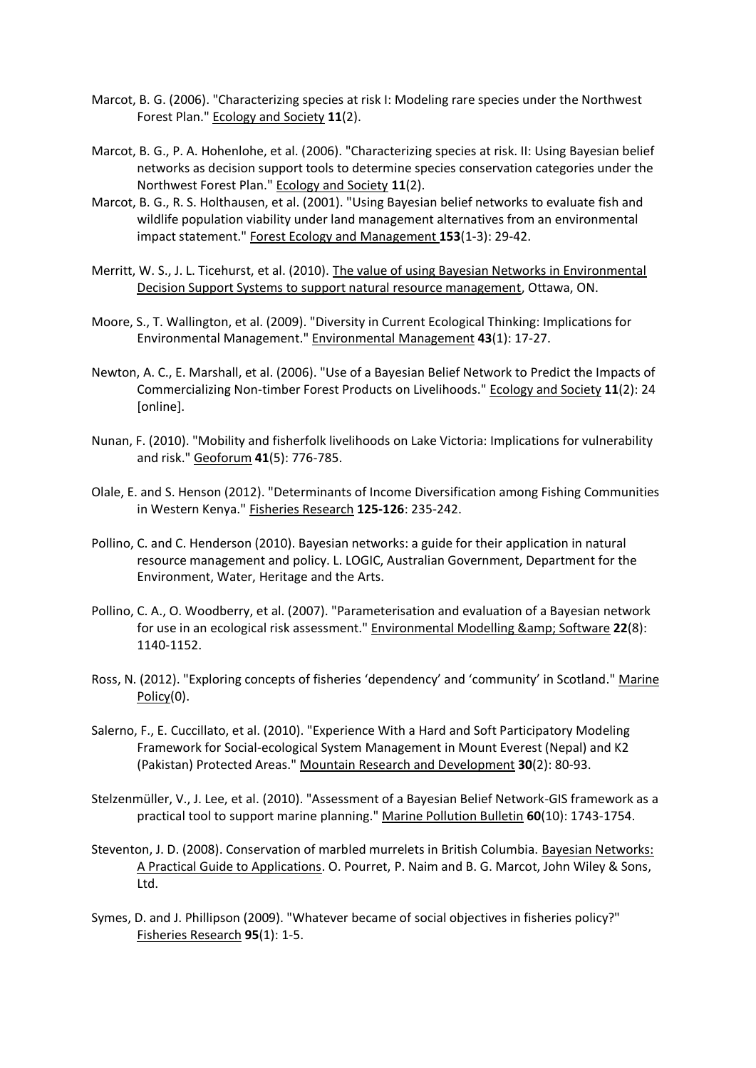Marcot, B. G. (2006). "Characterizing species at risk I: Modeling rare species under the Northwest Forest Plan." Ecology and Society **11**(2).

Marcot, B. G., P. A. Hohenlohe, et al. (2006). "Characterizing species at risk. II: Using Bayesian belief networks as decision support tools to determine species conservation categories under the Northwest Forest Plan." Ecology and Society **11**(2).

Marcot, B. G., R. S. Holthausen, et al. (2001). "Using Bayesian belief networks to evaluate fish and wildlife population viability under land management alternatives from an environmental impact statement." Forest Ecology and Management **153**(1-3): 29-42.

Merritt, W. S., J. L. Ticehurst, et al. (2010). The value of using Bayesian Networks in Environmental Decision Support Systems to support natural resource management, Ottawa, ON.

Moore, S., T. Wallington, et al. (2009). "Diversity in Current Ecological Thinking: Implications for Environmental Management." Environmental Management **43**(1): 17-27.

Newton, A. C., E. Marshall, et al. (2006). "Use of a Bayesian Belief Network to Predict the Impacts of Commercializing Non-timber Forest Products on Livelihoods." Ecology and Society **11**(2): 24 [online].

Nunan, F. (2010). "Mobility and fisherfolk livelihoods on Lake Victoria: Implications for vulnerability and risk." Geoforum **41**(5): 776-785.

Olale, E. and S. Henson (2012). "Determinants of Income Diversification among Fishing Communities in Western Kenya." Fisheries Research **125-126**: 235-242.

Pollino, C. and C. Henderson (2010). Bayesian networks: a guide for their application in natural resource management and policy. L. LOGIC, Australian Government, Department for the Environment, Water, Heritage and the Arts.

Pollino, C. A., O. Woodberry, et al. (2007). "Parameterisation and evaluation of a Bayesian network for use in an ecological risk assessment." Environmental Modelling &amp; Software **22**(8): 1140-1152.

Ross, N. (2012). "Exploring concepts of fisheries 'dependency' and 'community' in Scotland." Marine Policy(0).

Salerno, F., E. Cuccillato, et al. (2010). "Experience With a Hard and Soft Participatory Modeling Framework for Social-ecological System Management in Mount Everest (Nepal) and K2 (Pakistan) Protected Areas." Mountain Research and Development **30**(2): 80-93.

Stelzenmüller, V., J. Lee, et al. (2010). "Assessment of a Bayesian Belief Network-GIS framework as a practical tool to support marine planning." Marine Pollution Bulletin **60**(10): 1743-1754.

Steventon, J. D. (2008). Conservation of marbled murrelets in British Columbia. Bayesian Networks: A Practical Guide to Applications. O. Pourret, P. Naim and B. G. Marcot, John Wiley & Sons, Ltd.

Symes, D. and J. Phillipson (2009). "Whatever became of social objectives in fisheries policy?" Fisheries Research **95**(1): 1-5.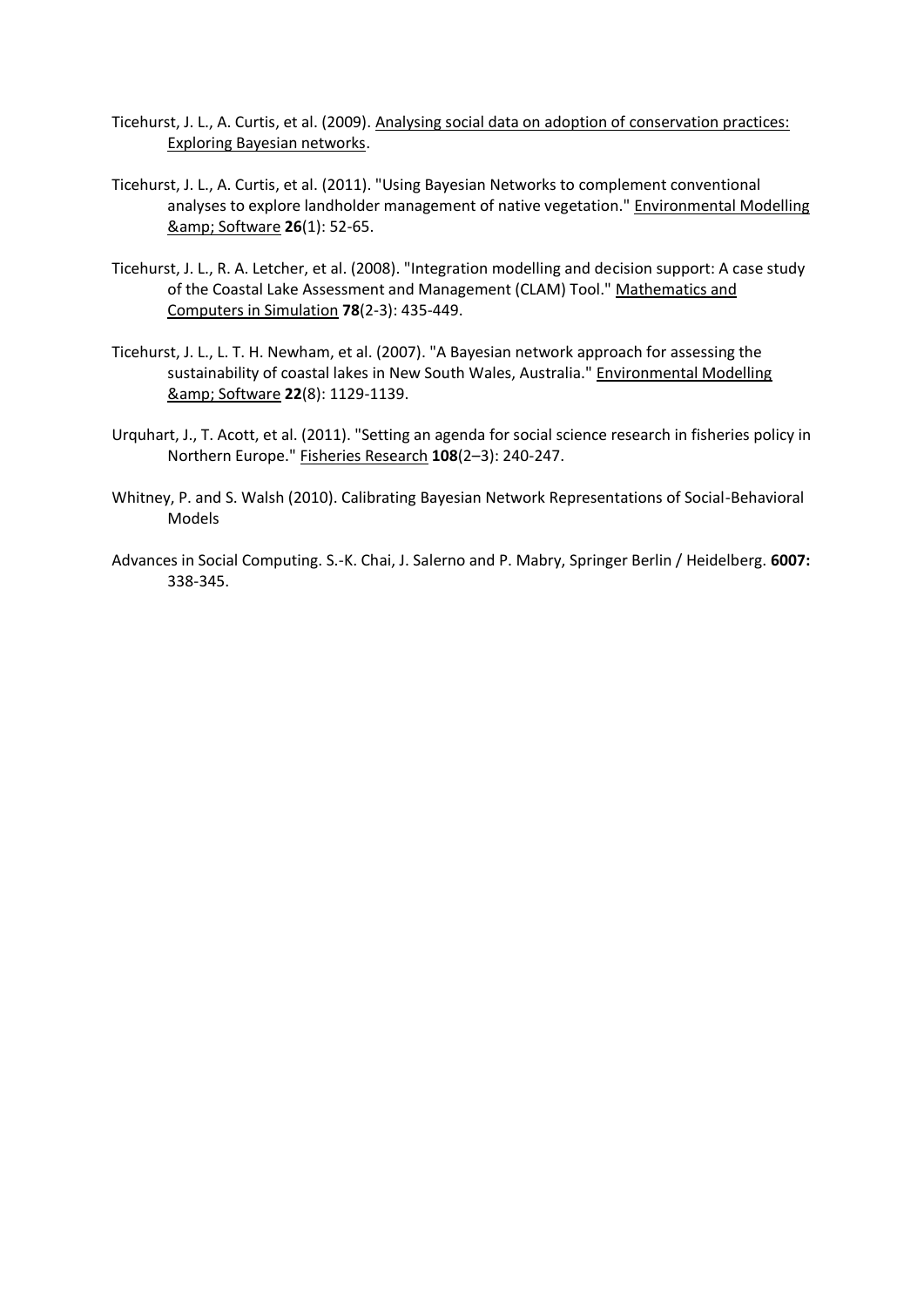Ticehurst, J. L., A. Curtis, et al. (2009). Analysing social data on adoption of conservation practices: Exploring Bayesian networks.

Ticehurst, J. L., A. Curtis, et al. (2011). "Using Bayesian Networks to complement conventional analyses to explore landholder management of native vegetation." Environmental Modelling &amp; Software **26**(1): 52-65.

Ticehurst, J. L., R. A. Letcher, et al. (2008). "Integration modelling and decision support: A case study of the Coastal Lake Assessment and Management (CLAM) Tool." Mathematics and Computers in Simulation **78**(2-3): 435-449.

Ticehurst, J. L., L. T. H. Newham, et al. (2007). "A Bayesian network approach for assessing the sustainability of coastal lakes in New South Wales, Australia." Environmental Modelling &amp; Software **22**(8): 1129-1139.

Urquhart, J., T. Acott, et al. (2011). "Setting an agenda for social science research in fisheries policy in Northern Europe." Fisheries Research **108**(2–3): 240-247.

Whitney, P. and S. Walsh (2010). Calibrating Bayesian Network Representations of Social-Behavioral Models

Advances in Social Computing. S.-K. Chai, J. Salerno and P. Mabry, Springer Berlin / Heidelberg. **6007:** 338-345.